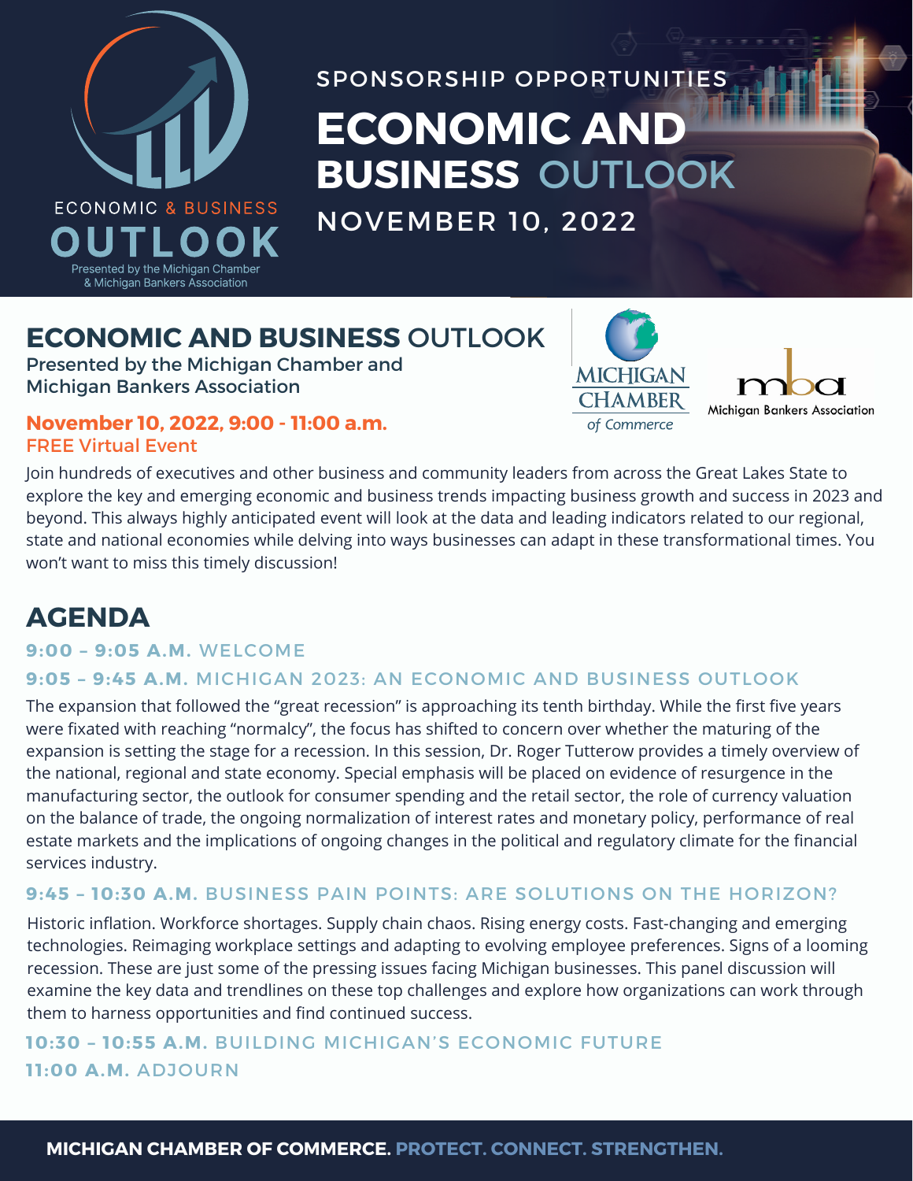ECONOMIC & BUSINESS
OUTLOOK
Presented by the Michigan Chamber & Michigan Bankers Association

SPONSORSHIP OPPORTUNITIES

# ECONOMIC AND BUSINESS OUTLOOK

NOVEMBER 10, 2022

## ECONOMIC AND BUSINESS OUTLOOK

Presented by the Michigan Chamber and Michigan Bankers Association

MICHIGAN CHAMBER of Commerce

mba Michigan Bankers Association

**November 10, 2022, 9:00 - 11:00 a.m.**
FREE Virtual Event

Join hundreds of executives and other business and community leaders from across the Great Lakes State to explore the key and emerging economic and business trends impacting business growth and success in 2023 and beyond. This always highly anticipated event will look at the data and leading indicators related to our regional, state and national economies while delving into ways businesses can adapt in these transformational times. You won't want to miss this timely discussion!

## AGENDA

**9:00 – 9:05 A.M.** WELCOME

**9:05 – 9:45 A.M.** MICHIGAN 2023: AN ECONOMIC AND BUSINESS OUTLOOK

The expansion that followed the "great recession" is approaching its tenth birthday. While the first five years were fixated with reaching "normalcy", the focus has shifted to concern over whether the maturing of the expansion is setting the stage for a recession. In this session, Dr. Roger Tutterow provides a timely overview of the national, regional and state economy. Special emphasis will be placed on evidence of resurgence in the manufacturing sector, the outlook for consumer spending and the retail sector, the role of currency valuation on the balance of trade, the ongoing normalization of interest rates and monetary policy, performance of real estate markets and the implications of ongoing changes in the political and regulatory climate for the financial services industry.

**9:45 – 10:30 A.M.** BUSINESS PAIN POINTS: ARE SOLUTIONS ON THE HORIZON?

Historic inflation. Workforce shortages. Supply chain chaos. Rising energy costs. Fast-changing and emerging technologies. Reimaging workplace settings and adapting to evolving employee preferences. Signs of a looming recession. These are just some of the pressing issues facing Michigan businesses. This panel discussion will examine the key data and trendlines on these top challenges and explore how organizations can work through them to harness opportunities and find continued success.

**10:30 – 10:55 A.M.** BUILDING MICHIGAN'S ECONOMIC FUTURE

**11:00 A.M.** ADJOURN

**MICHIGAN CHAMBER OF COMMERCE. PROTECT. CONNECT. STRENGTHEN.**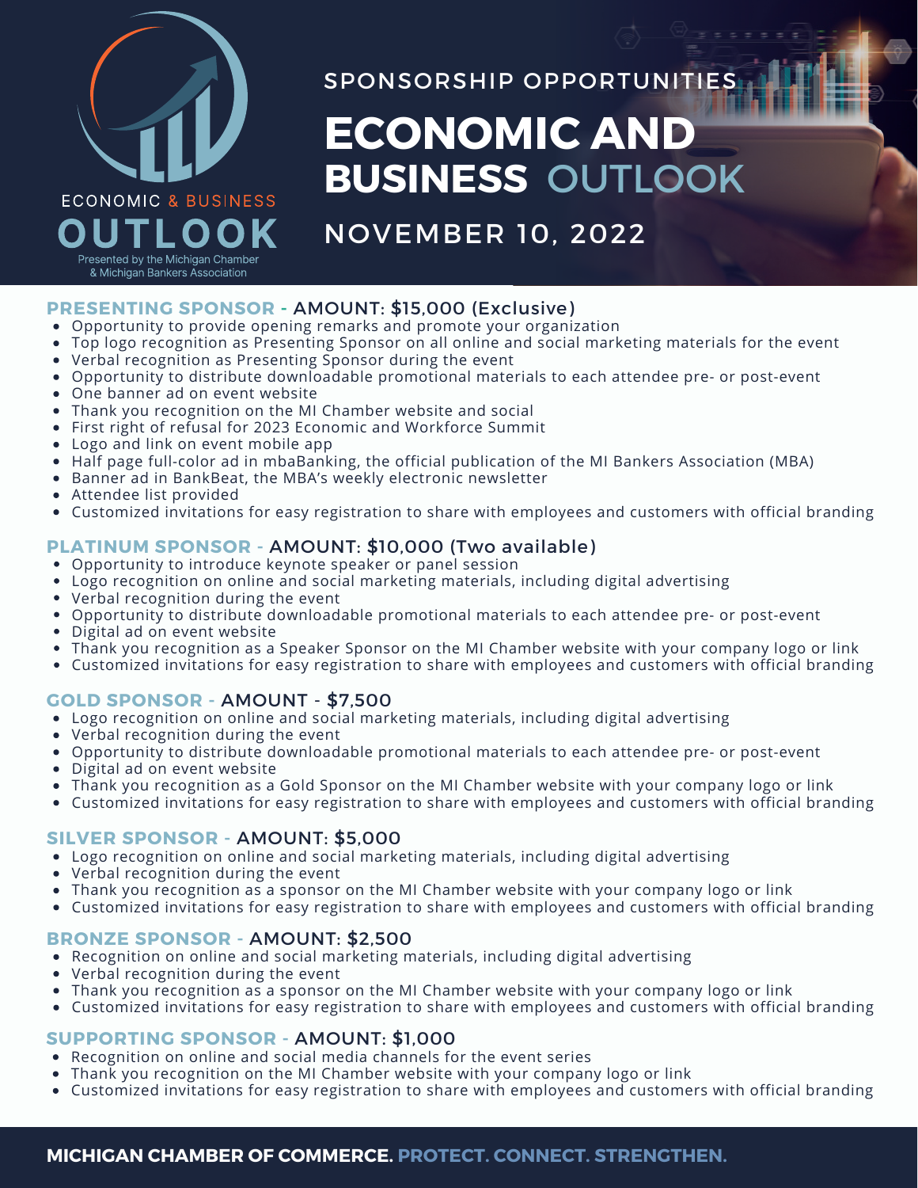ECONOMIC & BUSINESS OUTLOOK

Presented by the Michigan Chamber & Michigan Bankers Association

SPONSORSHIP OPPORTUNITIES

# ECONOMIC AND BUSINESS OUTLOOK

NOVEMBER 10, 2022

## PRESENTING SPONSOR - AMOUNT: $15,000 (Exclusive)

- Opportunity to provide opening remarks and promote your organization
- Top logo recognition as Presenting Sponsor on all online and social marketing materials for the event
- Verbal recognition as Presenting Sponsor during the event
- Opportunity to distribute downloadable promotional materials to each attendee pre- or post-event
- One banner ad on event website
- Thank you recognition on the MI Chamber website and social
- First right of refusal for 2023 Economic and Workforce Summit
- Logo and link on event mobile app
- Half page full-color ad in mbaBanking, the official publication of the MI Bankers Association (MBA)
- Banner ad in BankBeat, the MBA's weekly electronic newsletter
- Attendee list provided
- Customized invitations for easy registration to share with employees and customers with official branding

## PLATINUM SPONSOR - AMOUNT: $10,000 (Two available)

- Opportunity to introduce keynote speaker or panel session
- Logo recognition on online and social marketing materials, including digital advertising
- Verbal recognition during the event
- Opportunity to distribute downloadable promotional materials to each attendee pre- or post-event
- Digital ad on event website
- Thank you recognition as a Speaker Sponsor on the MI Chamber website with your company logo or link
- Customized invitations for easy registration to share with employees and customers with official branding

## GOLD SPONSOR - AMOUNT - $7,500

- Logo recognition on online and social marketing materials, including digital advertising
- Verbal recognition during the event
- Opportunity to distribute downloadable promotional materials to each attendee pre- or post-event
- Digital ad on event website
- Thank you recognition as a Gold Sponsor on the MI Chamber website with your company logo or link
- Customized invitations for easy registration to share with employees and customers with official branding

## SILVER SPONSOR - AMOUNT: $5,000

- Logo recognition on online and social marketing materials, including digital advertising
- Verbal recognition during the event
- Thank you recognition as a sponsor on the MI Chamber website with your company logo or link
- Customized invitations for easy registration to share with employees and customers with official branding

## BRONZE SPONSOR - AMOUNT: $2,500

- Recognition on online and social marketing materials, including digital advertising
- Verbal recognition during the event
- Thank you recognition as a sponsor on the MI Chamber website with your company logo or link
- Customized invitations for easy registration to share with employees and customers with official branding

## SUPPORTING SPONSOR - AMOUNT: $1,000

- Recognition on online and social media channels for the event series
- Thank you recognition on the MI Chamber website with your company logo or link
- Customized invitations for easy registration to share with employees and customers with official branding

**MICHIGAN CHAMBER OF COMMERCE. PROTECT. CONNECT. STRENGTHEN.**